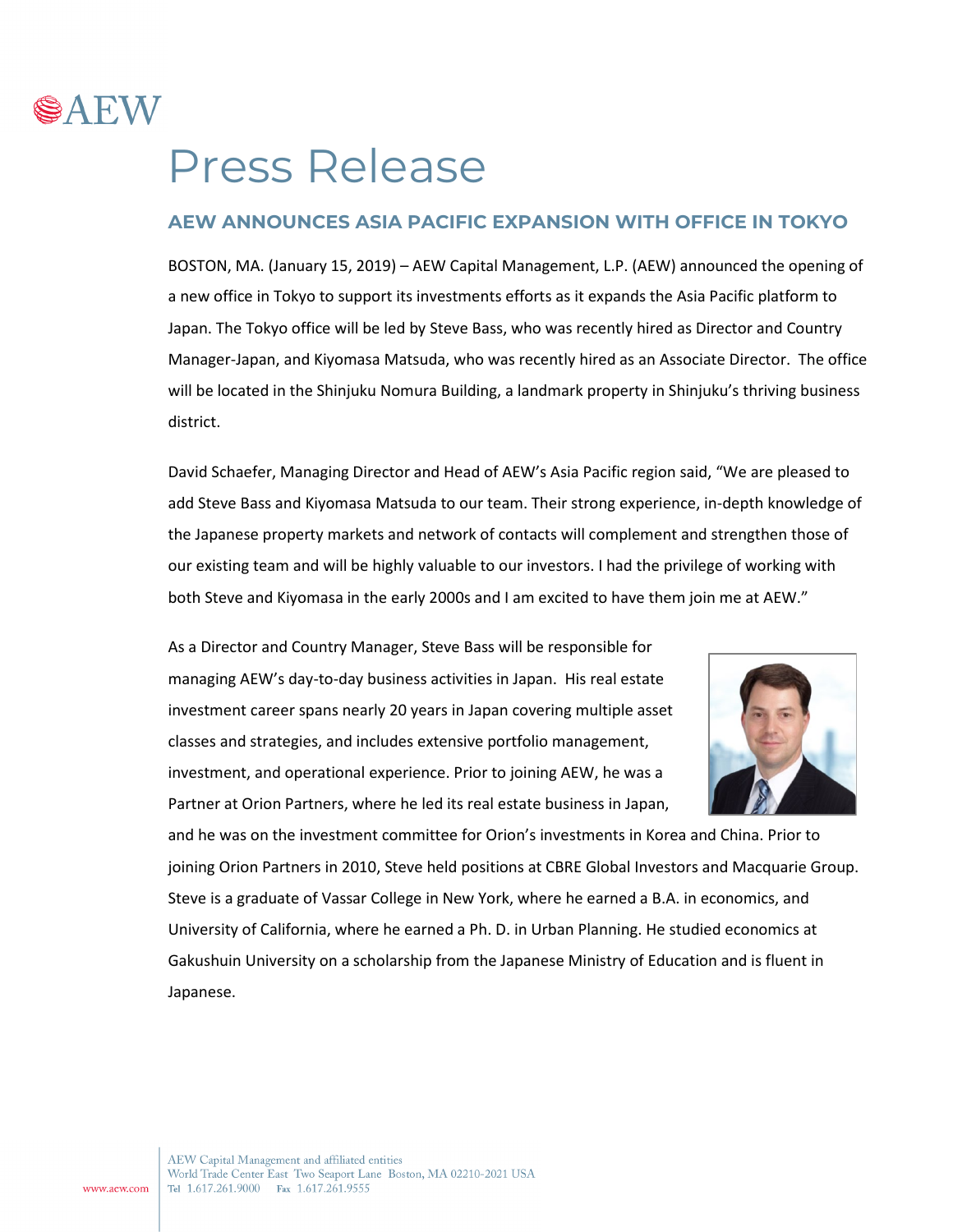# Press Release

## AEW ANNOUNCES ASIA PACIFIC EXPANSION WITH OFFICE IN TOKYO

BOSTON, MA. (January 15, 2019) – AEW Capital Management, L.P. (AEW) announced the opening of a new office in Tokyo to support its investments efforts as it expands the Asia Pacific platform to Japan. The Tokyo office will be led by Steve Bass, who was recently hired as Director and Country Manager-Japan, and Kiyomasa Matsuda, who was recently hired as an Associate Director. The office will be located in the Shinjuku Nomura Building, a landmark property in Shinjuku's thriving business district.

David Schaefer, Managing Director and Head of AEW's Asia Pacific region said, "We are pleased to add Steve Bass and Kiyomasa Matsuda to our team. Their strong experience, in-depth knowledge of the Japanese property markets and network of contacts will complement and strengthen those of our existing team and will be highly valuable to our investors. I had the privilege of working with both Steve and Kiyomasa in the early 2000s and I am excited to have them join me at AEW."

As a Director and Country Manager, Steve Bass will be responsible for managing AEW's day-to-day business activities in Japan. His real estate investment career spans nearly 20 years in Japan covering multiple asset classes and strategies, and includes extensive portfolio management, investment, and operational experience. Prior to joining AEW, he was a Partner at Orion Partners, where he led its real estate business in Japan, and he was on the investment committee for Orion's investments in Korea and China. Prior to joining Orion Partners in 2010, Steve held positions at CBRE Global Investors and Macquarie Group. Steve is a graduate of Vassar College in New York, where he earned a B.A. in economics, and University of California, where he earned a Ph. D. in Urban Planning. He studied economics at Gakushuin University on a scholarship from the Japanese Ministry of Education and is fluent in Japanese.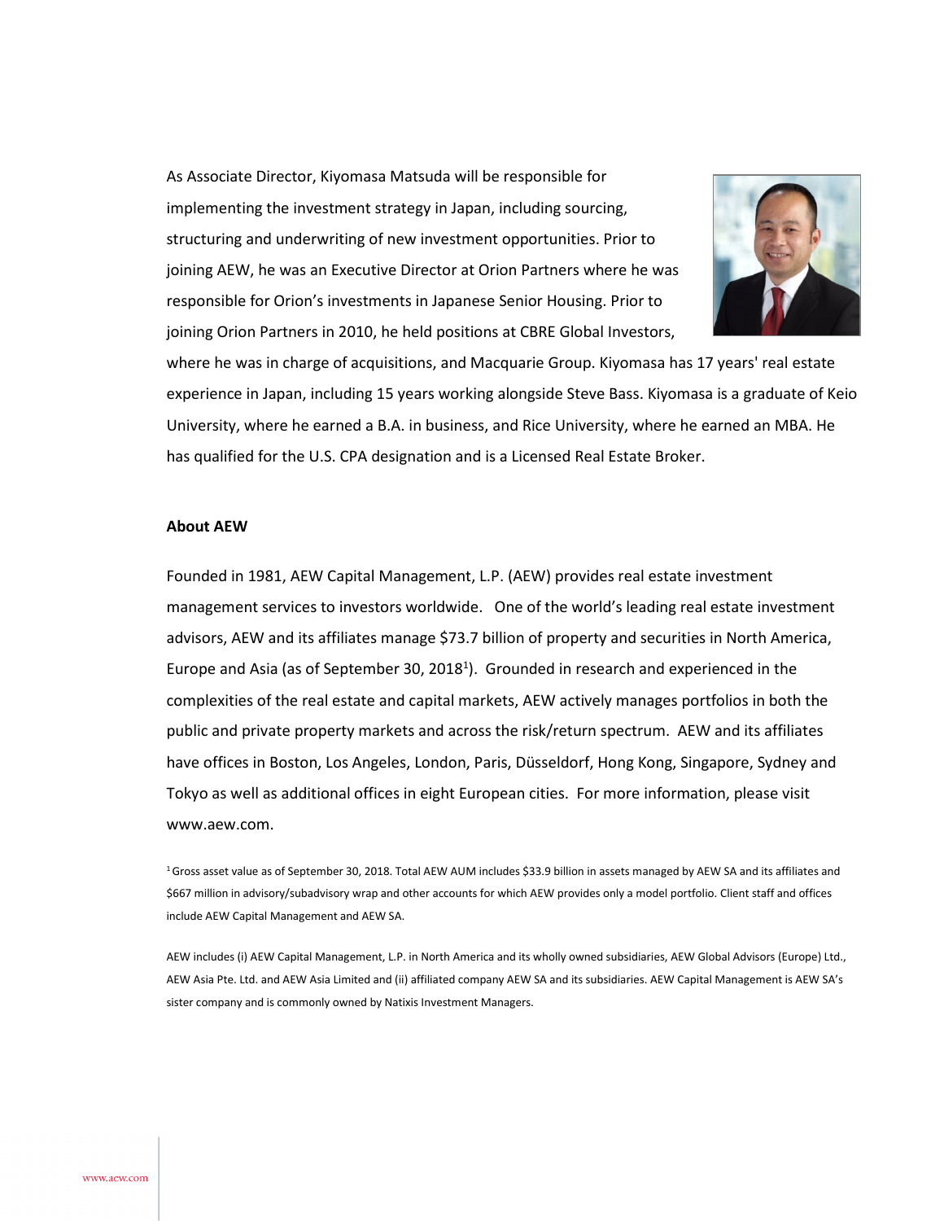As Associate Director, Kiyomasa Matsuda will be responsible for implementing the investment strategy in Japan, including sourcing, structuring and underwriting of new investment opportunities. Prior to joining AEW, he was an Executive Director at Orion Partners where he was responsible for Orion's investments in Japanese Senior Housing. Prior to joining Orion Partners in 2010, he held positions at CBRE Global Investors, where he was in charge of acquisitions, and Macquarie Group. Kiyomasa has 17 years' real estate experience in Japan, including 15 years working alongside Steve Bass. Kiyomasa is a graduate of Keio University, where he earned a B.A. in business, and Rice University, where he earned an MBA. He has qualified for the U.S. CPA designation and is a Licensed Real Estate Broker.

**About AEW**

Founded in 1981, AEW Capital Management, L.P. (AEW) provides real estate investment management services to investors worldwide. One of the world's leading real estate investment advisors, AEW and its affiliates manage $73.7 billion of property and securities in North America, Europe and Asia (as of September 30, 2018[1]). Grounded in research and experienced in the complexities of the real estate and capital markets, AEW actively manages portfolios in both the public and private property markets and across the risk/return spectrum. AEW and its affiliates have offices in Boston, Los Angeles, London, Paris, Düsseldorf, Hong Kong, Singapore, Sydney and Tokyo as well as additional offices in eight European cities. For more information, please visit www.aew.com.

[1] Gross asset value as of September 30, 2018. Total AEW AUM includes $33.9 billion in assets managed by AEW SA and its affiliates and $667 million in advisory/subadvisory wrap and other accounts for which AEW provides only a model portfolio. Client staff and offices include AEW Capital Management and AEW SA.

AEW includes (i) AEW Capital Management, L.P. in North America and its wholly owned subsidiaries, AEW Global Advisors (Europe) Ltd., AEW Asia Pte. Ltd. and AEW Asia Limited and (ii) affiliated company AEW SA and its subsidiaries. AEW Capital Management is AEW SA's sister company and is commonly owned by Natixis Investment Managers.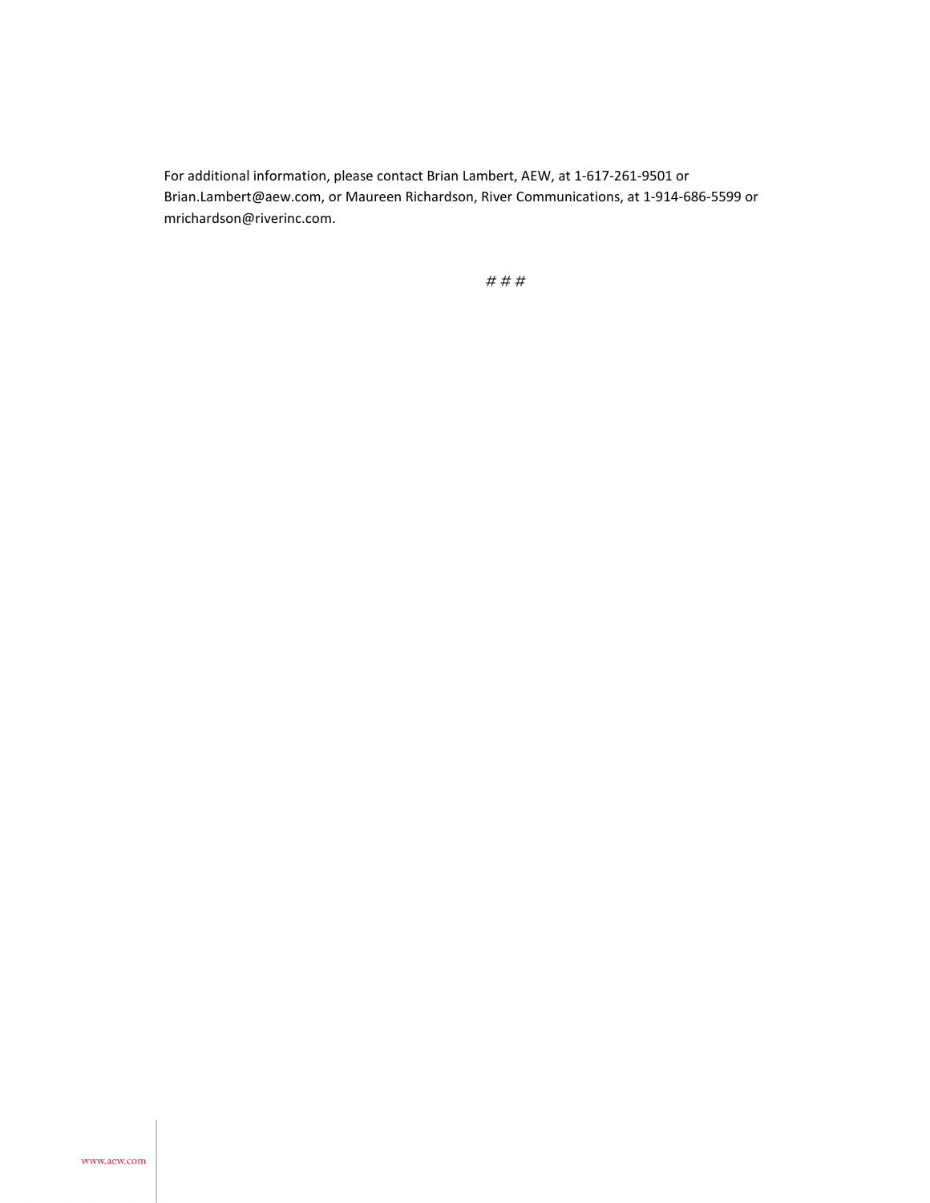For additional information, please contact Brian Lambert, AEW, at 1-617-261-9501 or Brian.Lambert@aew.com, or Maureen Richardson, River Communications, at 1-914-686-5599 or mrichardson@riverinc.com.

# # #